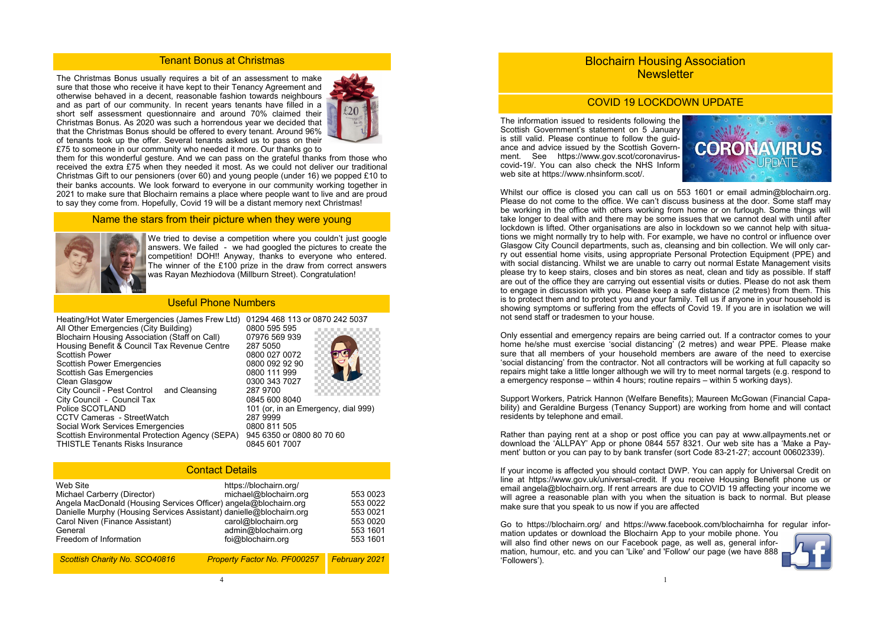## Tenant Bonus at Christmas

The Christmas Bonus usually requires a bit of an assessment to make sure that those who receive it have kept to their Tenancy Agreement and otherwise behaved in a decent, reasonable fashion towards neighbours and as part of our community. In recent years tenants have filled in a short self assessment questionnaire and around 70% claimed their Christmas Bonus. As 2020 was such a horrendous year we decided that that the Christmas Bonus should be offered to every tenant. Around 96% of tenants took up the offer. Several tenants asked us to pass on their £75 to someone in our community who needed it more. Our thanks go to them for this wonderful gesture. And we can pass on the grateful thanks from those who received the extra £75 when they needed it most. As we could not deliver our traditional Christmas Gift to our pensioners (over 60) and young people (under 16) we popped £10 to their banks accounts. We look forward to everyone in our community working together in 2021 to make sure that Blochairn remains a place where people want to live and are proud to say they come from. Hopefully, Covid 19 will be a distant memory next Christmas!

## Name the stars from their picture when they were young

We tried to devise a competition where you couldn't just google answers. We failed - we had googled the pictures to create the competition! DOH!! Anyway, thanks to everyone who entered. The winner of the £100 prize in the draw from correct answers was Rayan Mezhiodova (Millburn Street). Congratulation!

## Useful Phone Numbers

| | |
|---|---|
| Heating/Hot Water Emergencies (James Frew Ltd) | 01294 468 113 or 0870 242 5037 |
| All Other Emergencies (City Building) | 0800 595 595 |
| Blochairn Housing Association (Staff on Call) | 07976 569 939 |
| Housing Benefit & Council Tax Revenue Centre | 287 5050 |
| Scottish Power | 0800 027 0072 |
| Scottish Power Emergencies | 0800 092 92 90 |
| Scottish Gas Emergencies | 0800 111 999 |
| Clean Glasgow | 0300 343 7027 |
| City Council - Pest Control and Cleansing | 287 9700 |
| City Council - Council Tax | 0845 600 8040 |
| Police SCOTLAND | 101 (or, in an Emergency, dial 999) |
| CCTV Cameras - StreetWatch | 287 9999 |
| Social Work Services Emergencies | 0800 811 505 |
| Scottish Environmental Protection Agency (SEPA) | 945 6350 or 0800 80 70 60 |
| THISTLE Tenants Risks Insurance | 0845 601 7007 |

## Contact Details

| | | |
|---|---|---|
| Web Site | https://blochairn.org/ | |
| Michael Carberry (Director) | michael@blochairn.org | 553 0023 |
| Angela MacDonald (Housing Services Officer) | angela@blochairn.org | 553 0022 |
| Danielle Murphy (Housing Services Assistant) | danielle@blochairn.org | 553 0021 |
| Carol Niven (Finance Assistant) | carol@blochairn.org | 553 0020 |
| General | admin@blochairn.org | 553 1601 |
| Freedom of Information | foi@blochairn.org | 553 1601 |

*Scottish Charity No. SCO40816* *Property Factor No. PF000257* *February 2021*

# Blochairn Housing Association Newsletter

## COVID 19 LOCKDOWN UPDATE

The information issued to residents following the Scottish Government's statement on 5 January is still valid. Please continue to follow the guidance and advice issued by the Scottish Government. See https://www.gov.scot/coronavirus-covid-19/. You can also check the NHS Inform web site at https://www.nhsinform.scot/.

Whilst our office is closed you can call us on 553 1601 or email admin@blochairn.org. Please do not come to the office. We can't discuss business at the door. Some staff may be working in the office with others working from home or on furlough. Some things will take longer to deal with and there may be some issues that we cannot deal with until after lockdown is lifted. Other organisations are also in lockdown so we cannot help with situations we might normally try to help with. For example, we have no control or influence over Glasgow City Council departments, such as, cleansing and bin collection. We will only carry out essential home visits, using appropriate Personal Protection Equipment (PPE) and with social distancing. Whilst we are unable to carry out normal Estate Management visits please try to keep stairs, closes and bin stores as neat, clean and tidy as possible. If staff are out of the office they are carrying out essential visits or duties. Please do not ask them to engage in discussion with you. Please keep a safe distance (2 metres) from them. This is to protect them and to protect you and your family. Tell us if anyone in your household is showing symptoms or suffering from the effects of Covid 19. If you are in isolation we will not send staff or tradesmen to your house.

Only essential and emergency repairs are being carried out. If a contractor comes to your home he/she must exercise 'social distancing' (2 metres) and wear PPE. Please make sure that all members of your household members are aware of the need to exercise 'social distancing' from the contractor. Not all contractors will be working at full capacity so repairs might take a little longer although we will try to meet normal targets (e.g. respond to a emergency response – within 4 hours; routine repairs – within 5 working days).

Support Workers, Patrick Hannon (Welfare Benefits); Maureen McGowan (Financial Capability) and Geraldine Burgess (Tenancy Support) are working from home and will contact residents by telephone and email.

Rather than paying rent at a shop or post office you can pay at www.allpayments.net or download the 'ALLPAY' App or phone 0844 557 8321. Our web site has a 'Make a Payment' button or you can pay to by bank transfer (sort Code 83-21-27; account 00602339).

If your income is affected you should contact DWP. You can apply for Universal Credit on line at https://www.gov.uk/universal-credit. If you receive Housing Benefit phone us or email angela@blochairn.org. If rent arrears are due to COVID 19 affecting your income we will agree a reasonable plan with you when the situation is back to normal. But please make sure that you speak to us now if you are affected

Go to https://blochairn.org/ and https://www.facebook.com/blochairnha for regular information updates or download the Blochairn App to your mobile phone. You will also find other news on our Facebook page, as well as, general information, humour, etc. and you can 'Like' and 'Follow' our page (we have 888 'Followers').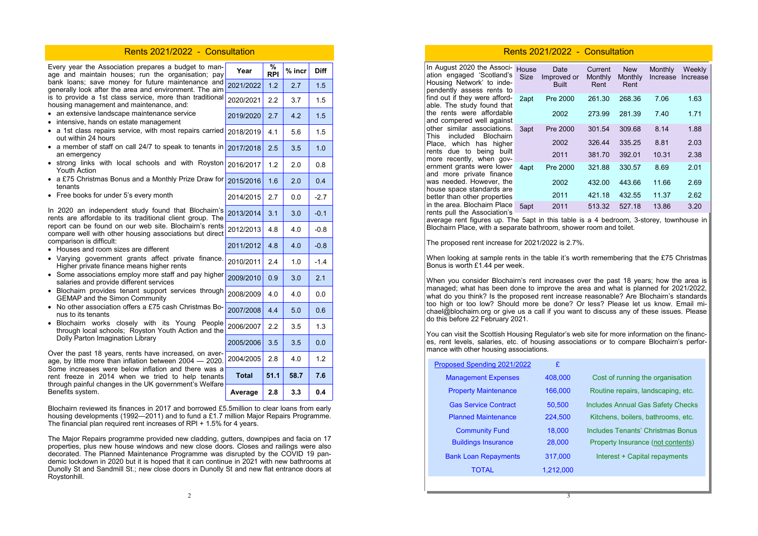## Rents 2021/2022 - Consultation

Every year the Association prepares a budget to manage and maintain houses; run the organisation; pay bank loans; save money for future maintenance and generally look after the area and environment. The aim is to provide a 1st class service, more than traditional housing management and maintenance, and:

- an extensive landscape maintenance service
- intensive, hands on estate management
- a 1st class repairs service, with most repairs carried out within 24 hours
- a member of staff on call 24/7 to speak to tenants in an emergency
- strong links with local schools and with Royston Youth Action
- a £75 Christmas Bonus and a Monthly Prize Draw for tenants
- Free books for under 5's every month

In 2020 an independent study found that Blochairn's rents are affordable to its traditional client group. The report can be found on our web site. Blochairn's rents compare well with other housing associations but direct comparison is difficult:

- Houses and room sizes are different
- Varying government grants affect private finance. Higher private finance means higher rents
- Some associations employ more staff and pay higher salaries and provide different services
- Blochairn provides tenant support services through GEMAP and the Simon Community
- No other association offers a £75 cash Christmas Bonus to its tenants
- Blochairn works closely with its Young People through local schools; Royston Youth Action and the Dolly Parton Imagination Library

| Year | % RPI | % incr | Diff |
|---|---|---|---|
| 2021/2022 | 1.2 | 2.7 | 1.5 |
| 2020/2021 | 2.2 | 3.7 | 1.5 |
| 2019/2020 | 2.7 | 4.2 | 1.5 |
| 2018/2019 | 4.1 | 5.6 | 1.5 |
| 2017/2018 | 2.5 | 3.5 | 1.0 |
| 2016/2017 | 1.2 | 2.0 | 0.8 |
| 2015/2016 | 1.6 | 2.0 | 0.4 |
| 2014/2015 | 2.7 | 0.0 | -2.7 |
| 2013/2014 | 3.1 | 3.0 | -0.1 |
| 2012/2013 | 4.8 | 4.0 | -0.8 |
| 2011/2012 | 4.8 | 4.0 | -0.8 |
| 2010/2011 | 2.4 | 1.0 | -1.4 |
| 2009/2010 | 0.9 | 3.0 | 2.1 |
| 2008/2009 | 4.0 | 4.0 | 0.0 |
| 2007/2008 | 4.4 | 5.0 | 0.6 |
| 2006/2007 | 2.2 | 3.5 | 1.3 |
| 2005/2006 | 3.5 | 3.5 | 0.0 |
| 2004/2005 | 2.8 | 4.0 | 1.2 |
| **Total** | **51.1** | **58.7** | **7.6** |
| **Average** | **2.8** | **3.3** | **0.4** |

Over the past 18 years, rents have increased, on average, by little more than inflation between 2004 — 2020. Some increases were below inflation and there was a rent freeze in 2014 when we tried to help tenants through painful changes in the UK government's Welfare Benefits system.

Blochairn reviewed its finances in 2017 and borrowed £5.5million to clear loans from early housing developments (1992—2011) and to fund a £1.7 million Major Repairs Programme. The financial plan required rent increases of RPI + 1.5% for 4 years.

The Major Repairs programme provided new cladding, gutters, downpipes and facia on 17 properties, plus new house windows and new close doors. Closes and railings were also decorated. The Planned Maintenance Programme was disrupted by the COVID 19 pandemic lockdown in 2020 but it is hoped that it can continue in 2021 with new bathrooms at Dunolly St and Sandmill St.; new close doors in Dunolly St and new flat entrance doors at Roystonhill.

## Rents 2021/2022 - Consultation

In August 2020 the Association engaged 'Scotland's Housing Network' to independently assess rents to find out if they were affordable. The study found that the rents were affordable and compered well against other similar associations. This included Blochairn Place, which has higher rents due to being built more recently, when government grants were lower and more private finance was needed. However, the house space standards are better than other properties in the area. Blochairn Place rents pull the Association's average rent figures up. The 5apt in this table is a 4 bedroom, 3-storey, townhouse in Blochairn Place, with a separate bathroom, shower room and toilet.

| House Size | Date Improved or Built | Current Monthly Rent | New Monthly Rent | Monthly Increase | Weekly Increase |
|---|---|---|---|---|---|
| 2apt | Pre 2000 | 261.30 | 268.36 | 7.06 | 1.63 |
| | 2002 | 273.99 | 281.39 | 7.40 | 1.71 |
| 3apt | Pre 2000 | 301.54 | 309.68 | 8.14 | 1.88 |
| | 2002 | 326.44 | 335.25 | 8.81 | 2.03 |
| | 2011 | 381.70 | 392.01 | 10.31 | 2.38 |
| 4apt | Pre 2000 | 321.88 | 330.57 | 8.69 | 2.01 |
| | 2002 | 432.00 | 443.66 | 11.66 | 2.69 |
| | 2011 | 421.18 | 432.55 | 11.37 | 2.62 |
| 5apt | 2011 | 513.32 | 527.18 | 13.86 | 3.20 |

The proposed rent increase for 2021/2022 is 2.7%.

When looking at sample rents in the table it's worth remembering that the £75 Christmas Bonus is worth £1.44 per week.

When you consider Blochairn's rent increases over the past 18 years; how the area is managed; what has been done to improve the area and what is planned for 2021/2022, what do you think? Is the proposed rent increase reasonable? Are Blochairn's standards too high or too low? Should more be done? Or less? Please let us know. Email michael@blochairn.org or give us a call if you want to discuss any of these issues. Please do this before 22 February 2021.

You can visit the Scottish Housing Regulator's web site for more information on the finances, rent levels, salaries, etc. of housing associations or to compare Blochairn's performance with other housing associations.

| Proposed Spending 2021/2022 | £ | |
|---|---|---|
| Management Expenses | 408,000 | Cost of running the organisation |
| Property Maintenance | 166,000 | Routine repairs, landscaping, etc. |
| Gas Service Contract | 50,500 | Includes Annual Gas Safety Checks |
| Planned Maintenance | 224,500 | Kitchens, boilers, bathrooms, etc. |
| Community Fund | 18,000 | Includes Tenants' Christmas Bonus |
| Buildings Insurance | 28,000 | Property Insurance (not contents) |
| Bank Loan Repayments | 317,000 | Interest + Capital repayments |
| TOTAL | 1,212,000 | |